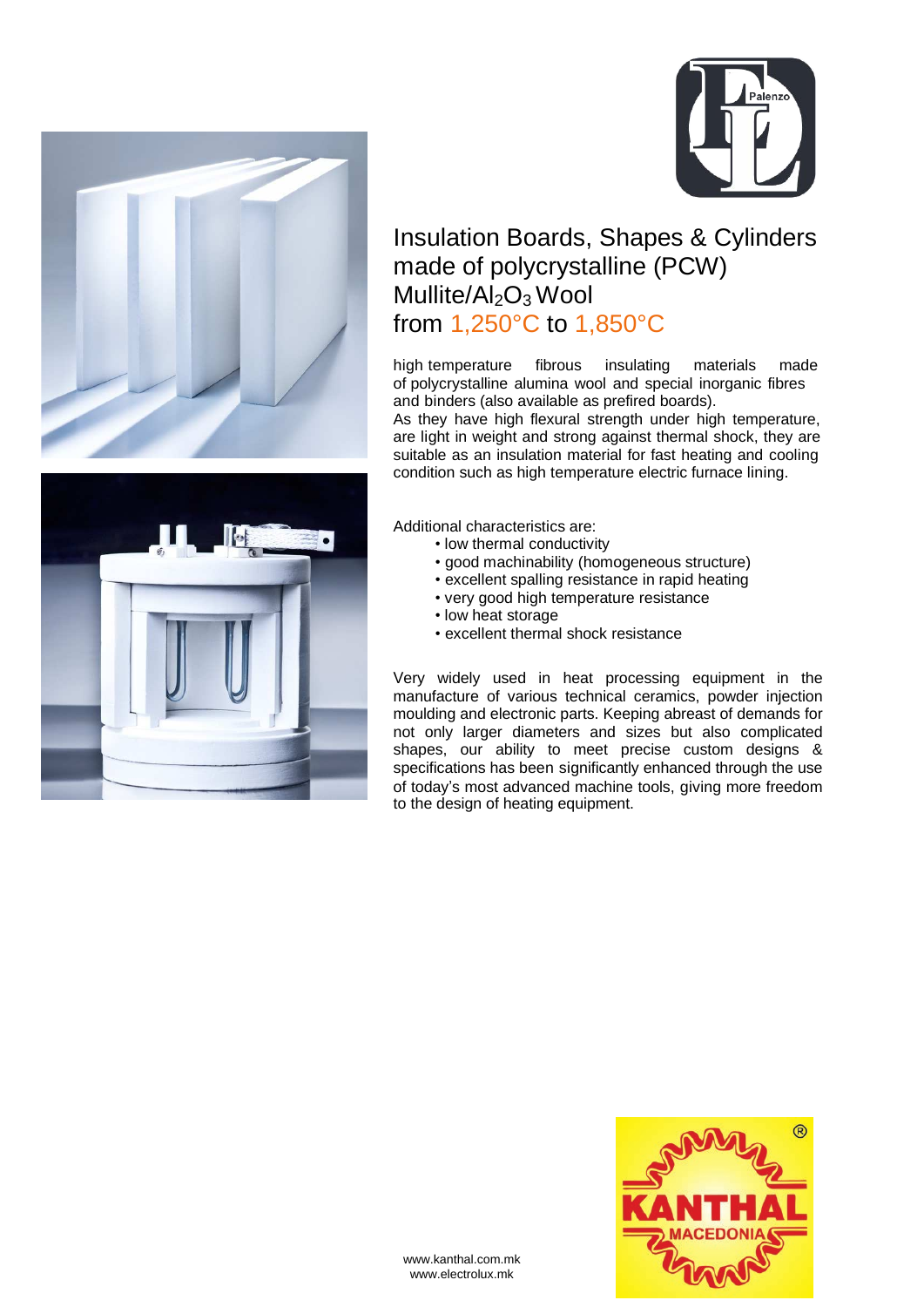# Insulation Boards, Shapes & Cylinders made of polycrystalline (PCW) Mullite/$Al_2O_3$ Wool from 1,250°C to 1,850°C

high temperature fibrous insulating materials made of polycrystalline alumina wool and special inorganic fibres and binders (also available as prefired boards).
As they have high flexural strength under high temperature, are light in weight and strong against thermal shock, they are suitable as an insulation material for fast heating and cooling condition such as high temperature electric furnace lining.

Additional characteristics are:

- low thermal conductivity
- good machinability (homogeneous structure)
- excellent spalling resistance in rapid heating
- very good high temperature resistance
- low heat storage
- excellent thermal shock resistance

Very widely used in heat processing equipment in the manufacture of various technical ceramics, powder injection moulding and electronic parts. Keeping abreast of demands for not only larger diameters and sizes but also complicated shapes, our ability to meet precise custom designs & specifications has been significantly enhanced through the use of today's most advanced machine tools, giving more freedom to the design of heating equipment.

www.kanthal.com.mk
www.electrolux.mk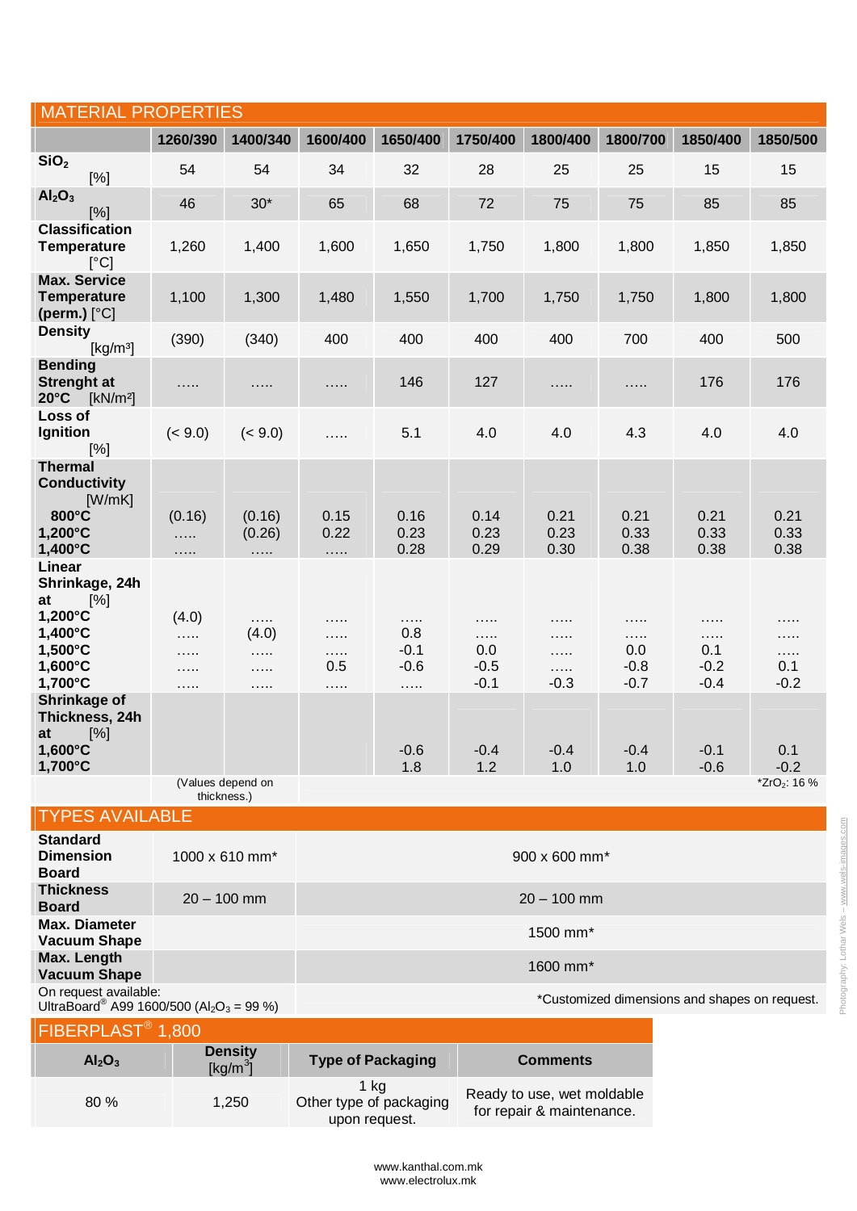## MATERIAL PROPERTIES

| | 1260/390 | 1400/340 | 1600/400 | 1650/400 | 1750/400 | 1800/400 | 1800/700 | 1850/400 | 1850/500 |
|---|---|---|---|---|---|---|---|---|---|
| $SiO_2$ [%] | 54 | 54 | 34 | 32 | 28 | 25 | 25 | 15 | 15 |
| $Al_2O_3$ [%] | 46 | 30* | 65 | 68 | 72 | 75 | 75 | 85 | 85 |
| **Classification Temperature** [°C] | 1,260 | 1,400 | 1,600 | 1,650 | 1,750 | 1,800 | 1,800 | 1,850 | 1,850 |
| **Max. Service Temperature (perm.)** [°C] | 1,100 | 1,300 | 1,480 | 1,550 | 1,700 | 1,750 | 1,750 | 1,800 | 1,800 |
| **Density** [kg/m³] | (390) | (340) | 400 | 400 | 400 | 400 | 700 | 400 | 500 |
| **Bending Strenght at 20°C** [kN/m²] | ….. | ….. | ….. | 146 | 127 | ….. | ….. | 176 | 176 |
| **Loss of Ignition** [%] | (< 9.0) | (< 9.0) | ….. | 5.1 | 4.0 | 4.0 | 4.3 | 4.0 | 4.0 |
| **Thermal Conductivity** [W/mK] **800°C** | (0.16) | (0.16) | 0.15 | 0.16 | 0.14 | 0.21 | 0.21 | 0.21 | 0.21 |
| **1,200°C** | ….. | (0.26) | 0.22 | 0.23 | 0.23 | 0.23 | 0.33 | 0.33 | 0.33 |
| **1,400°C** | ….. | ….. | ….. | 0.28 | 0.29 | 0.30 | 0.38 | 0.38 | 0.38 |
| **Linear Shrinkage, 24h at** [%] **1,200°C** | (4.0) | ….. | ….. | ….. | ….. | ….. | ….. | ….. | ….. |
| **1,400°C** | ….. | (4.0) | ….. | 0.8 | ….. | ….. | ….. | ….. | ….. |
| **1,500°C** | ….. | ….. | ….. | -0.1 | 0.0 | ….. | 0.0 | 0.1 | ….. |
| **1,600°C** | ….. | ….. | 0.5 | -0.6 | -0.5 | ….. | -0.8 | -0.2 | 0.1 |
| **1,700°C** | ….. | ….. | ….. | ….. | -0.1 | -0.3 | -0.7 | -0.4 | -0.2 |
| **Shrinkage of Thickness, 24h at** [%] **1,600°C** | | | | -0.6 | -0.4 | -0.4 | -0.4 | -0.1 | 0.1 |
| **1,700°C** | | | | 1.8 | 1.2 | 1.0 | 1.0 | -0.6 | -0.2 |
| | (Values depend on thickness.) | | | | | | | | *$ZrO_2$: 16 % |

## TYPES AVAILABLE

| | | |
|---|---|---|
| **Standard Dimension Board** | 1000 x 610 mm* | 900 x 600 mm* |
| **Thickness Board** | 20 – 100 mm | 20 – 100 mm |
| **Max. Diameter Vacuum Shape** | | 1500 mm* |
| **Max. Length Vacuum Shape** | | 1600 mm* |
| On request available: UltraBoard® A99 1600/500 ($Al_2O_3$ = 99 %) | | *Customized dimensions and shapes on request. |

## FIBERPLAST® 1,800

| $Al_2O_3$ | Density [kg/m³] | Type of Packaging | Comments |
|---|---|---|---|
| 80 % | 1,250 | 1 kg Other type of packaging upon request. | Ready to use, wet moldable for repair & maintenance. |

Photography: Lothar Wels – www.wels-images.com

www.kanthal.com.mk
www.electrolux.mk